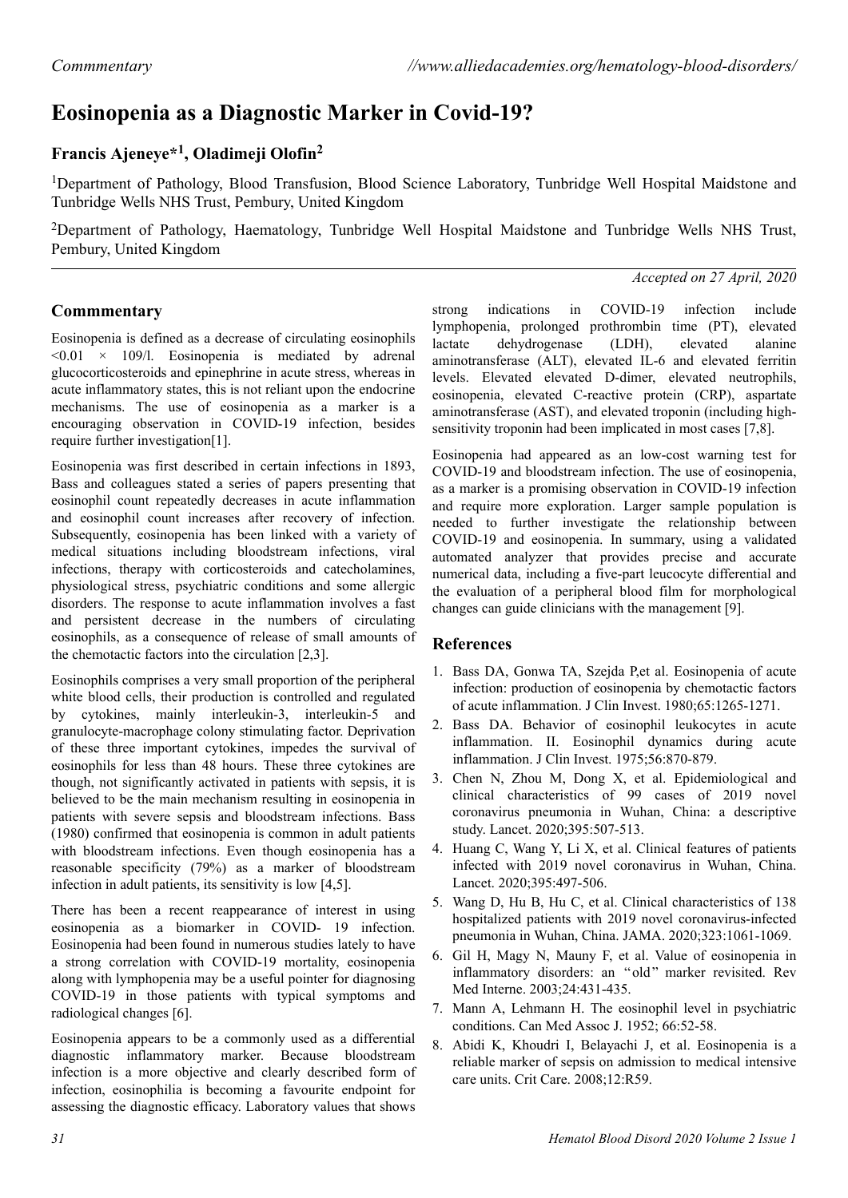*Commmentary*

# Eosinopenia as a Diagnostic Marker in Covid-19?

## Francis Ajeneye*[1], Oladimeji Olofin[2]

[1]Department of Pathology, Blood Transfusion, Blood Science Laboratory, Tunbridge Well Hospital Maidstone and Tunbridge Wells NHS Trust, Pembury, United Kingdom

[2]Department of Pathology, Haematology, Tunbridge Well Hospital Maidstone and Tunbridge Wells NHS Trust, Pembury, United Kingdom

*Accepted on 27 April, 2020*

## Commmentary

Eosinopenia is defined as a decrease of circulating eosinophils $<0.01 \times 109/l$. Eosinopenia is mediated by adrenal glucocorticosteroids and epinephrine in acute stress, whereas in acute inflammatory states, this is not reliant upon the endocrine mechanisms. The use of eosinopenia as a marker is a encouraging observation in COVID-19 infection, besides require further investigation[1].

Eosinopenia was first described in certain infections in 1893, Bass and colleagues stated a series of papers presenting that eosinophil count repeatedly decreases in acute inflammation and eosinophil count increases after recovery of infection. Subsequently, eosinopenia has been linked with a variety of medical situations including bloodstream infections, viral infections, therapy with corticosteroids and catecholamines, physiological stress, psychiatric conditions and some allergic disorders. The response to acute inflammation involves a fast and persistent decrease in the numbers of circulating eosinophils, as a consequence of release of small amounts of the chemotactic factors into the circulation [2,3].

Eosinophils comprises a very small proportion of the peripheral white blood cells, their production is controlled and regulated by cytokines, mainly interleukin-3, interleukin-5 and granulocyte-macrophage colony stimulating factor. Deprivation of these three important cytokines, impedes the survival of eosinophils for less than 48 hours. These three cytokines are though, not significantly activated in patients with sepsis, it is believed to be the main mechanism resulting in eosinopenia in patients with severe sepsis and bloodstream infections. Bass (1980) confirmed that eosinopenia is common in adult patients with bloodstream infections. Even though eosinopenia has a reasonable specificity (79%) as a marker of bloodstream infection in adult patients, its sensitivity is low [4,5].

There has been a recent reappearance of interest in using eosinopenia as a biomarker in COVID- 19 infection. Eosinopenia had been found in numerous studies lately to have a strong correlation with COVID-19 mortality, eosinopenia along with lymphopenia may be a useful pointer for diagnosing COVID-19 in those patients with typical symptoms and radiological changes [6].

Eosinopenia appears to be a commonly used as a differential diagnostic inflammatory marker. Because bloodstream infection is a more objective and clearly described form of infection, eosinophilia is becoming a favourite endpoint for assessing the diagnostic efficacy. Laboratory values that shows strong indications in COVID-19 infection include lymphopenia, prolonged prothrombin time (PT), elevated lactate dehydrogenase (LDH), elevated alanine aminotransferase (ALT), elevated IL-6 and elevated ferritin levels. Elevated elevated D-dimer, elevated neutrophils, eosinopenia, elevated C-reactive protein (CRP), aspartate aminotransferase (AST), and elevated troponin (including high-sensitivity troponin had been implicated in most cases [7,8].

Eosinopenia had appeared as an low-cost warning test for COVID-19 and bloodstream infection. The use of eosinopenia, as a marker is a promising observation in COVID-19 infection and require more exploration. Larger sample population is needed to further investigate the relationship between COVID-19 and eosinopenia. In summary, using a validated automated analyzer that provides precise and accurate numerical data, including a five-part leucocyte differential and the evaluation of a peripheral blood film for morphological changes can guide clinicians with the management [9].

## References

1. Bass DA, Gonwa TA, Szejda P,et al. Eosinopenia of acute infection: production of eosinopenia by chemotactic factors of acute inflammation. J Clin Invest. 1980;65:1265-1271.
2. Bass DA. Behavior of eosinophil leukocytes in acute inflammation. II. Eosinophil dynamics during acute inflammation. J Clin Invest. 1975;56:870-879.
3. Chen N, Zhou M, Dong X, et al. Epidemiological and clinical characteristics of 99 cases of 2019 novel coronavirus pneumonia in Wuhan, China: a descriptive study. Lancet. 2020;395:507-513.
4. Huang C, Wang Y, Li X, et al. Clinical features of patients infected with 2019 novel coronavirus in Wuhan, China. Lancet. 2020;395:497-506.
5. Wang D, Hu B, Hu C, et al. Clinical characteristics of 138 hospitalized patients with 2019 novel coronavirus-infected pneumonia in Wuhan, China. JAMA. 2020;323:1061-1069.
6. Gil H, Magy N, Mauny F, et al. Value of eosinopenia in inflammatory disorders: an "old" marker revisited. Rev Med Interne. 2003;24:431-435.
7. Mann A, Lehmann H. The eosinophil level in psychiatric conditions. Can Med Assoc J. 1952; 66:52-58.
8. Abidi K, Khoudri I, Belayachi J, et al. Eosinopenia is a reliable marker of sepsis on admission to medical intensive care units. Crit Care. 2008;12:R59.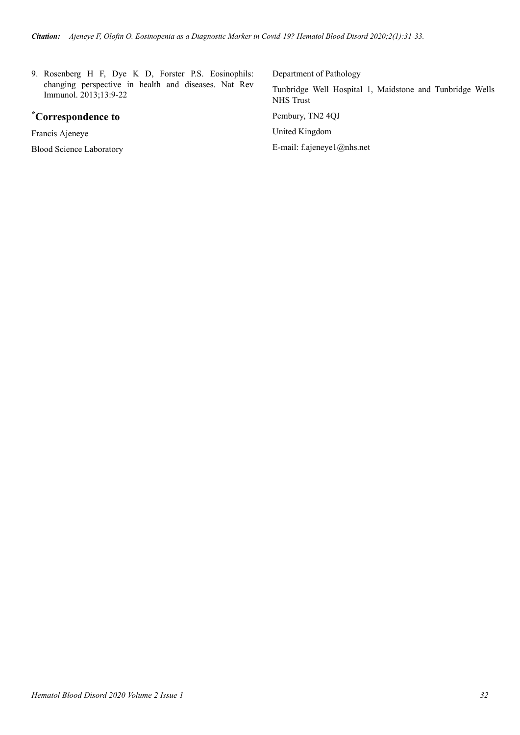9. Rosenberg H F, Dye K D, Forster P.S. Eosinophils: changing perspective in health and diseases. Nat Rev Immunol. 2013;13:9-22

## *Correspondence to

Francis Ajeneye

Blood Science Laboratory

Department of Pathology

Tunbridge Well Hospital 1, Maidstone and Tunbridge Wells NHS Trust

Pembury, TN2 4QJ

United Kingdom

E-mail: f.ajeneye1@nhs.net